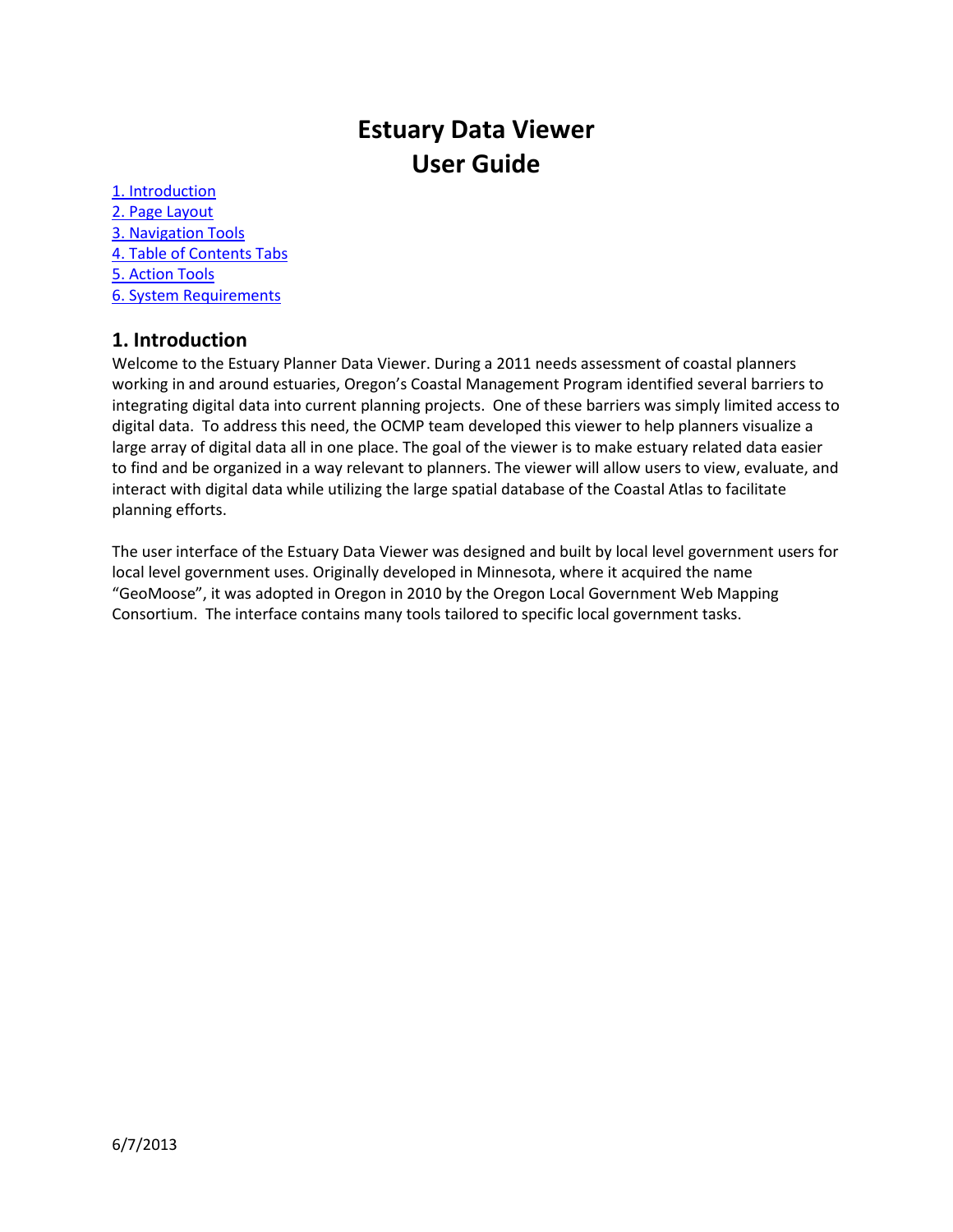# Estuary Data Viewer
# User Guide

[1. Introduction](#)
[2. Page Layout](#)
[3. Navigation Tools](#)
[4. Table of Contents Tabs](#)
[5. Action Tools](#)
[6. System Requirements](#)

## 1. Introduction

Welcome to the Estuary Planner Data Viewer. During a 2011 needs assessment of coastal planners working in and around estuaries, Oregon's Coastal Management Program identified several barriers to integrating digital data into current planning projects. One of these barriers was simply limited access to digital data. To address this need, the OCMP team developed this viewer to help planners visualize a large array of digital data all in one place. The goal of the viewer is to make estuary related data easier to find and be organized in a way relevant to planners. The viewer will allow users to view, evaluate, and interact with digital data while utilizing the large spatial database of the Coastal Atlas to facilitate planning efforts.

The user interface of the Estuary Data Viewer was designed and built by local level government users for local level government uses. Originally developed in Minnesota, where it acquired the name "GeoMoose", it was adopted in Oregon in 2010 by the Oregon Local Government Web Mapping Consortium. The interface contains many tools tailored to specific local government tasks.

6/7/2013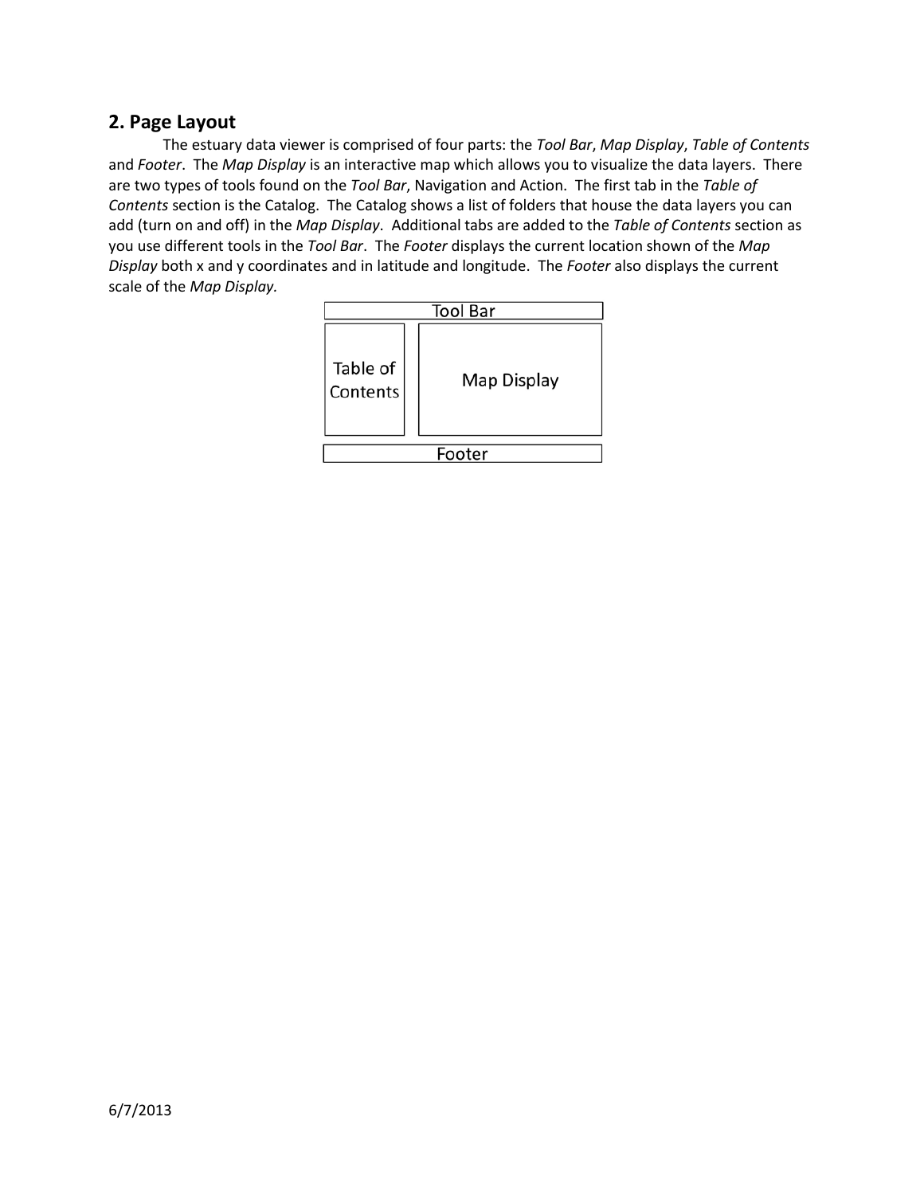## 2. Page Layout

The estuary data viewer is comprised of four parts: the *Tool Bar*, *Map Display*, *Table of Contents* and *Footer*. The *Map Display* is an interactive map which allows you to visualize the data layers. There are two types of tools found on the *Tool Bar*, Navigation and Action. The first tab in the *Table of Contents* section is the Catalog. The Catalog shows a list of folders that house the data layers you can add (turn on and off) in the *Map Display*. Additional tabs are added to the *Table of Contents* section as you use different tools in the *Tool Bar*. The *Footer* displays the current location shown of the *Map Display* both x and y coordinates and in latitude and longitude. The *Footer* also displays the current scale of the *Map Display.*

| Tool Bar | |
|---|---|
| Table of Contents | Map Display |
| Footer | |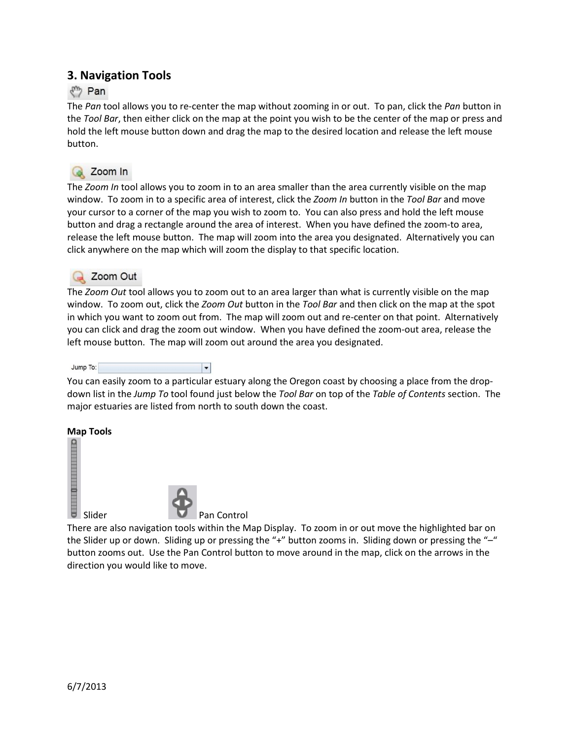## 3. Navigation Tools

Pan

The *Pan* tool allows you to re-center the map without zooming in or out. To pan, click the *Pan* button in the *Tool Bar*, then either click on the map at the point you wish to be the center of the map or press and hold the left mouse button down and drag the map to the desired location and release the left mouse button.

Zoom In

The *Zoom In* tool allows you to zoom in to an area smaller than the area currently visible on the map window. To zoom in to a specific area of interest, click the *Zoom In* button in the *Tool Bar* and move your cursor to a corner of the map you wish to zoom to. You can also press and hold the left mouse button and drag a rectangle around the area of interest. When you have defined the zoom-to area, release the left mouse button. The map will zoom into the area you designated. Alternatively you can click anywhere on the map which will zoom the display to that specific location.

Zoom Out

The *Zoom Out* tool allows you to zoom out to an area larger than what is currently visible on the map window. To zoom out, click the *Zoom Out* button in the *Tool Bar* and then click on the map at the spot in which you want to zoom out from. The map will zoom out and re-center on that point. Alternatively you can click and drag the zoom out window. When you have defined the zoom-out area, release the left mouse button. The map will zoom out around the area you designated.

Jump To:

You can easily zoom to a particular estuary along the Oregon coast by choosing a place from the drop-down list in the *Jump To* tool found just below the *Tool Bar* on top of the *Table of Contents* section. The major estuaries are listed from north to south down the coast.

**Map Tools**

Slider Pan Control

There are also navigation tools within the Map Display. To zoom in or out move the highlighted bar on the Slider up or down. Sliding up or pressing the "+" button zooms in. Sliding down or pressing the "–" button zooms out. Use the Pan Control button to move around in the map, click on the arrows in the direction you would like to move.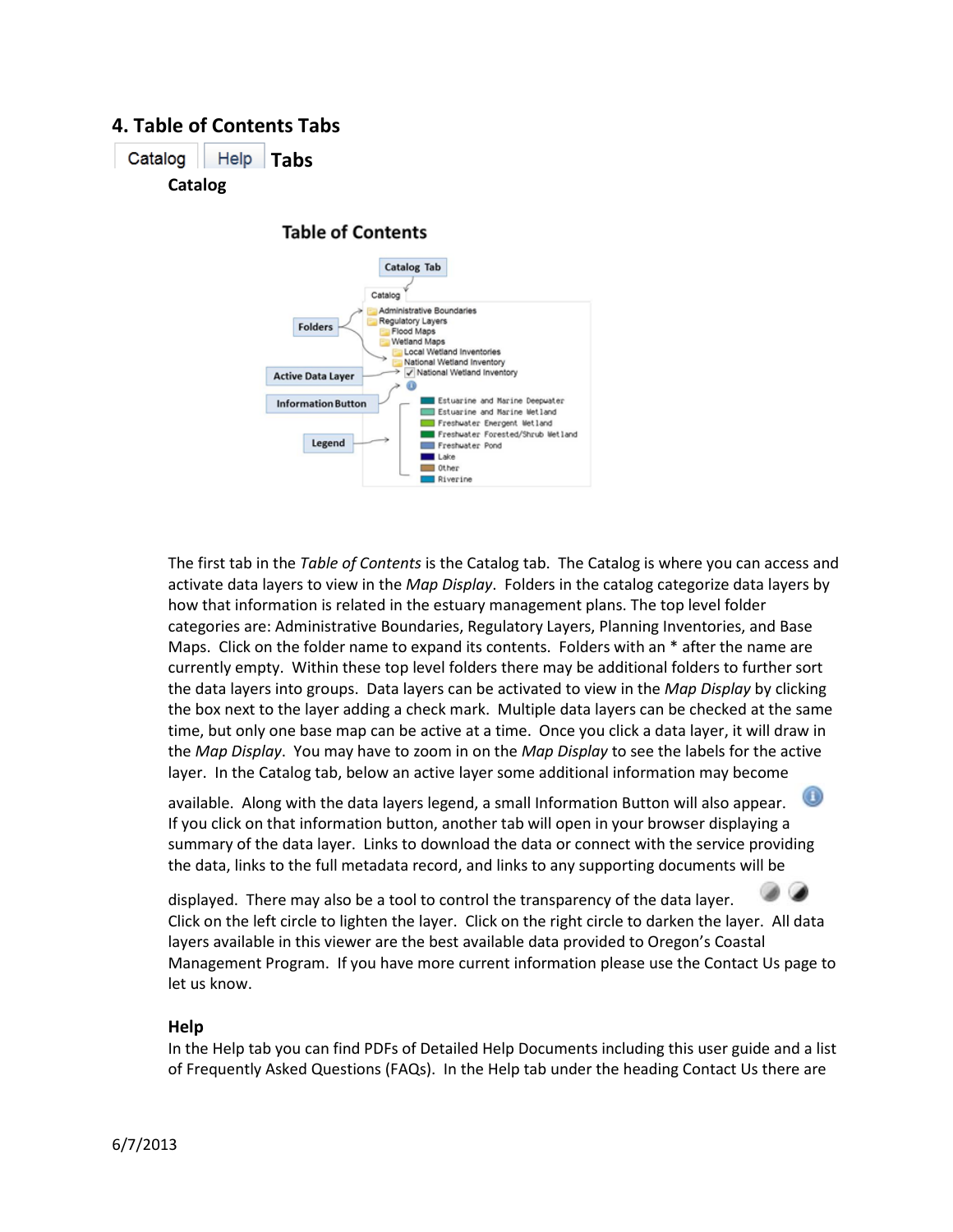## 4. Table of Contents Tabs

Catalog | Help **Tabs**

### Catalog

The first tab in the *Table of Contents* is the Catalog tab. The Catalog is where you can access and activate data layers to view in the *Map Display*. Folders in the catalog categorize data layers by how that information is related in the estuary management plans. The top level folder categories are: Administrative Boundaries, Regulatory Layers, Planning Inventories, and Base Maps. Click on the folder name to expand its contents. Folders with an * after the name are currently empty. Within these top level folders there may be additional folders to further sort the data layers into groups. Data layers can be activated to view in the *Map Display* by clicking the box next to the layer adding a check mark. Multiple data layers can be checked at the same time, but only one base map can be active at a time. Once you click a data layer, it will draw in the *Map Display*. You may have to zoom in on the *Map Display* to see the labels for the active layer. In the Catalog tab, below an active layer some additional information may become available. Along with the data layers legend, a small Information Button will also appear. If you click on that information button, another tab will open in your browser displaying a summary of the data layer. Links to download the data or connect with the service providing the data, links to the full metadata record, and links to any supporting documents will be displayed. There may also be a tool to control the transparency of the data layer. Click on the left circle to lighten the layer. Click on the right circle to darken the layer. All data layers available in this viewer are the best available data provided to Oregon's Coastal Management Program. If you have more current information please use the Contact Us page to let us know.

### Help

In the Help tab you can find PDFs of Detailed Help Documents including this user guide and a list of Frequently Asked Questions (FAQs). In the Help tab under the heading Contact Us there are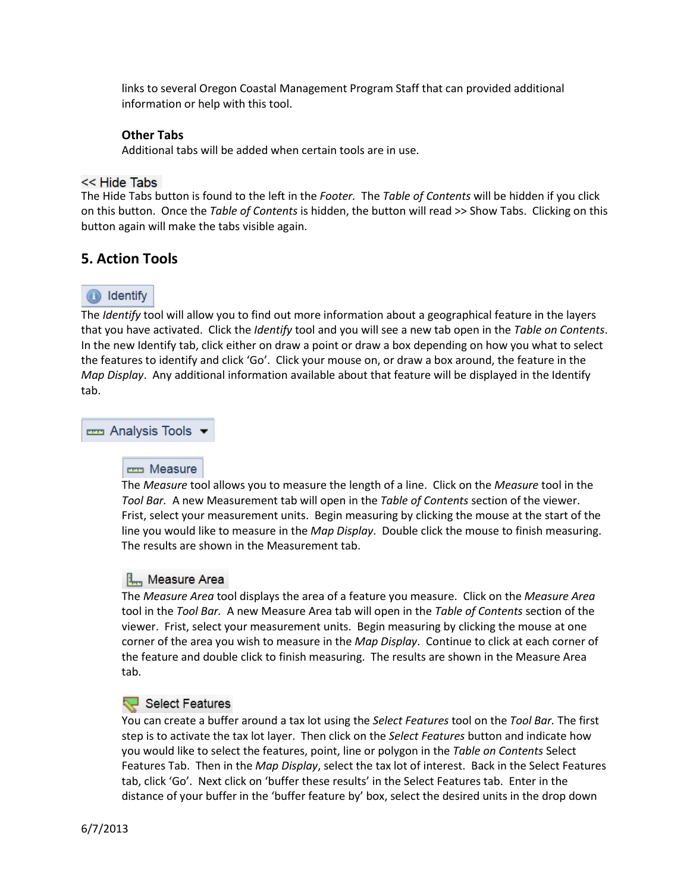links to several Oregon Coastal Management Program Staff that can provided additional information or help with this tool.

**Other Tabs**
Additional tabs will be added when certain tools are in use.

<< Hide Tabs

The Hide Tabs button is found to the left in the *Footer.* The *Table of Contents* will be hidden if you click on this button. Once the *Table of Contents* is hidden, the button will read >> Show Tabs. Clicking on this button again will make the tabs visible again.

## 5. Action Tools

Identify

The *Identify* tool will allow you to find out more information about a geographical feature in the layers that you have activated. Click the *Identify* tool and you will see a new tab open in the *Table on Contents*. In the new Identify tab, click either on draw a point or draw a box depending on how you what to select the features to identify and click 'Go'. Click your mouse on, or draw a box around, the feature in the *Map Display*. Any additional information available about that feature will be displayed in the Identify tab.

Analysis Tools

Measure

The *Measure* tool allows you to measure the length of a line. Click on the *Measure* tool in the *Tool Bar.* A new Measurement tab will open in the *Table of Contents* section of the viewer. Frist, select your measurement units. Begin measuring by clicking the mouse at the start of the line you would like to measure in the *Map Display*. Double click the mouse to finish measuring. The results are shown in the Measurement tab.

Measure Area

The *Measure Area* tool displays the area of a feature you measure. Click on the *Measure Area* tool in the *Tool Bar.* A new Measure Area tab will open in the *Table of Contents* section of the viewer. Frist, select your measurement units. Begin measuring by clicking the mouse at one corner of the area you wish to measure in the *Map Display*. Continue to click at each corner of the feature and double click to finish measuring. The results are shown in the Measure Area tab.

Select Features

You can create a buffer around a tax lot using the *Select Features* tool on the *Tool Bar.* The first step is to activate the tax lot layer. Then click on the *Select Features* button and indicate how you would like to select the features, point, line or polygon in the *Table on Contents* Select Features Tab. Then in the *Map Display*, select the tax lot of interest. Back in the Select Features tab, click 'Go'. Next click on 'buffer these results' in the Select Features tab. Enter in the distance of your buffer in the 'buffer feature by' box, select the desired units in the drop down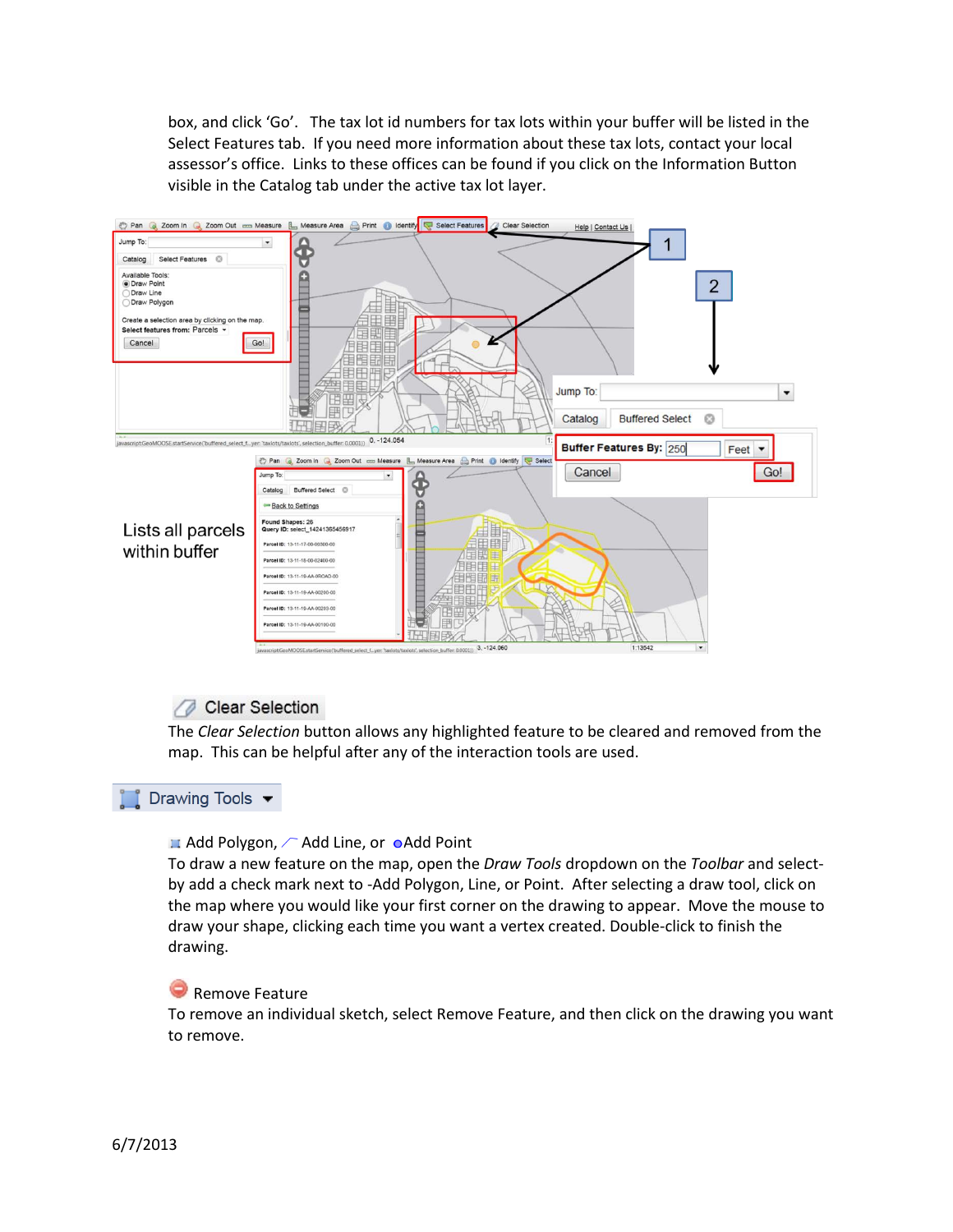box, and click 'Go'. The tax lot id numbers for tax lots within your buffer will be listed in the Select Features tab. If you need more information about these tax lots, contact your local assessor's office. Links to these offices can be found if you click on the Information Button visible in the Catalog tab under the active tax lot layer.

Lists all parcels within buffer

## Clear Selection

The *Clear Selection* button allows any highlighted feature to be cleared and removed from the map. This can be helpful after any of the interaction tools are used.

## Drawing Tools

### Add Polygon, Add Line, or Add Point

To draw a new feature on the map, open the *Draw Tools* dropdown on the *Toolbar* and select-by add a check mark next to -Add Polygon, Line, or Point. After selecting a draw tool, click on the map where you would like your first corner on the drawing to appear. Move the mouse to draw your shape, clicking each time you want a vertex created. Double-click to finish the drawing.

### Remove Feature

To remove an individual sketch, select Remove Feature, and then click on the drawing you want to remove.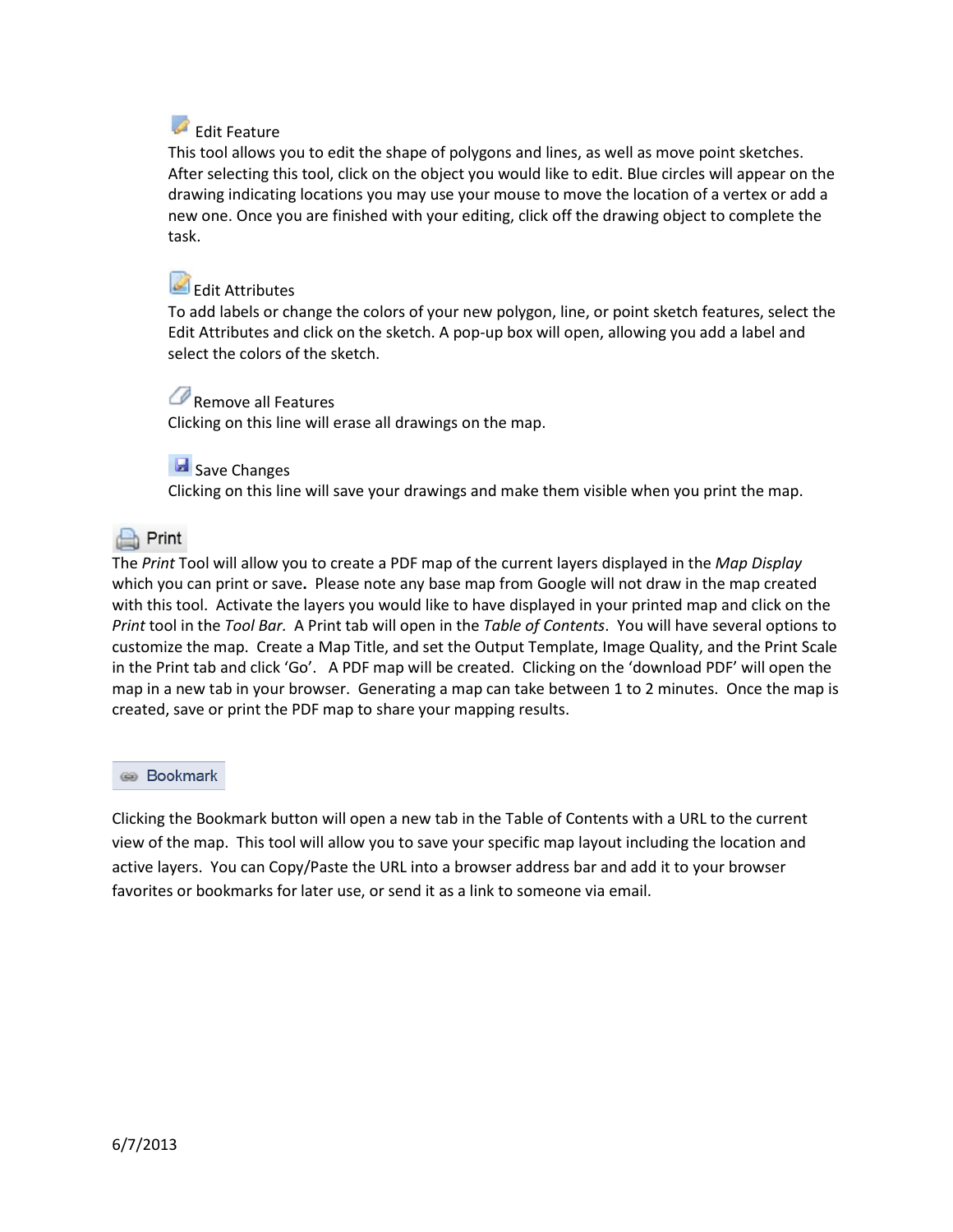#### Edit Feature

This tool allows you to edit the shape of polygons and lines, as well as move point sketches. After selecting this tool, click on the object you would like to edit. Blue circles will appear on the drawing indicating locations you may use your mouse to move the location of a vertex or add a new one. Once you are finished with your editing, click off the drawing object to complete the task.

#### Edit Attributes

To add labels or change the colors of your new polygon, line, or point sketch features, select the Edit Attributes and click on the sketch. A pop-up box will open, allowing you add a label and select the colors of the sketch.

#### Remove all Features

Clicking on this line will erase all drawings on the map.

#### Save Changes

Clicking on this line will save your drawings and make them visible when you print the map.

### Print

The *Print* Tool will allow you to create a PDF map of the current layers displayed in the *Map Display* which you can print or save**.** Please note any base map from Google will not draw in the map created with this tool. Activate the layers you would like to have displayed in your printed map and click on the *Print* tool in the *Tool Bar.* A Print tab will open in the *Table of Contents*. You will have several options to customize the map. Create a Map Title, and set the Output Template, Image Quality, and the Print Scale in the Print tab and click 'Go'. A PDF map will be created. Clicking on the 'download PDF' will open the map in a new tab in your browser. Generating a map can take between 1 to 2 minutes. Once the map is created, save or print the PDF map to share your mapping results.

### Bookmark

Clicking the Bookmark button will open a new tab in the Table of Contents with a URL to the current view of the map. This tool will allow you to save your specific map layout including the location and active layers. You can Copy/Paste the URL into a browser address bar and add it to your browser favorites or bookmarks for later use, or send it as a link to someone via email.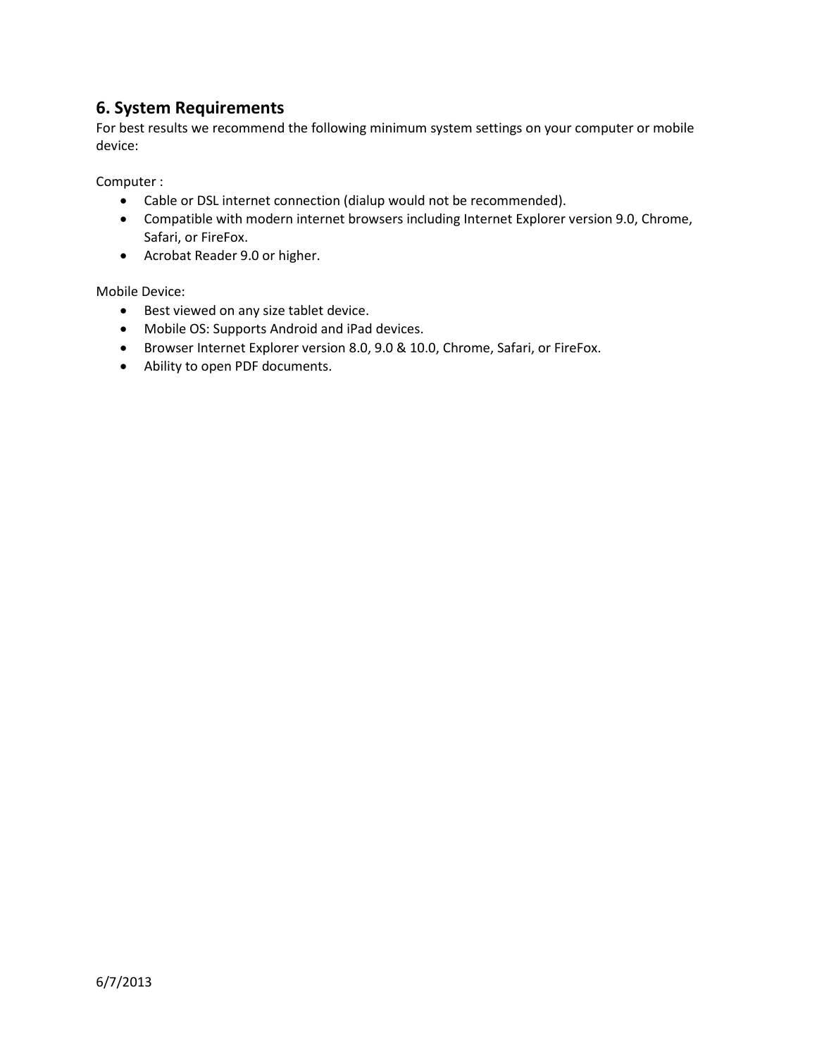## 6. System Requirements

For best results we recommend the following minimum system settings on your computer or mobile device:

Computer :

- Cable or DSL internet connection (dialup would not be recommended).
- Compatible with modern internet browsers including Internet Explorer version 9.0, Chrome, Safari, or FireFox.
- Acrobat Reader 9.0 or higher.

Mobile Device:

- Best viewed on any size tablet device.
- Mobile OS: Supports Android and iPad devices.
- Browser Internet Explorer version 8.0, 9.0 & 10.0, Chrome, Safari, or FireFox.
- Ability to open PDF documents.

6/7/2013